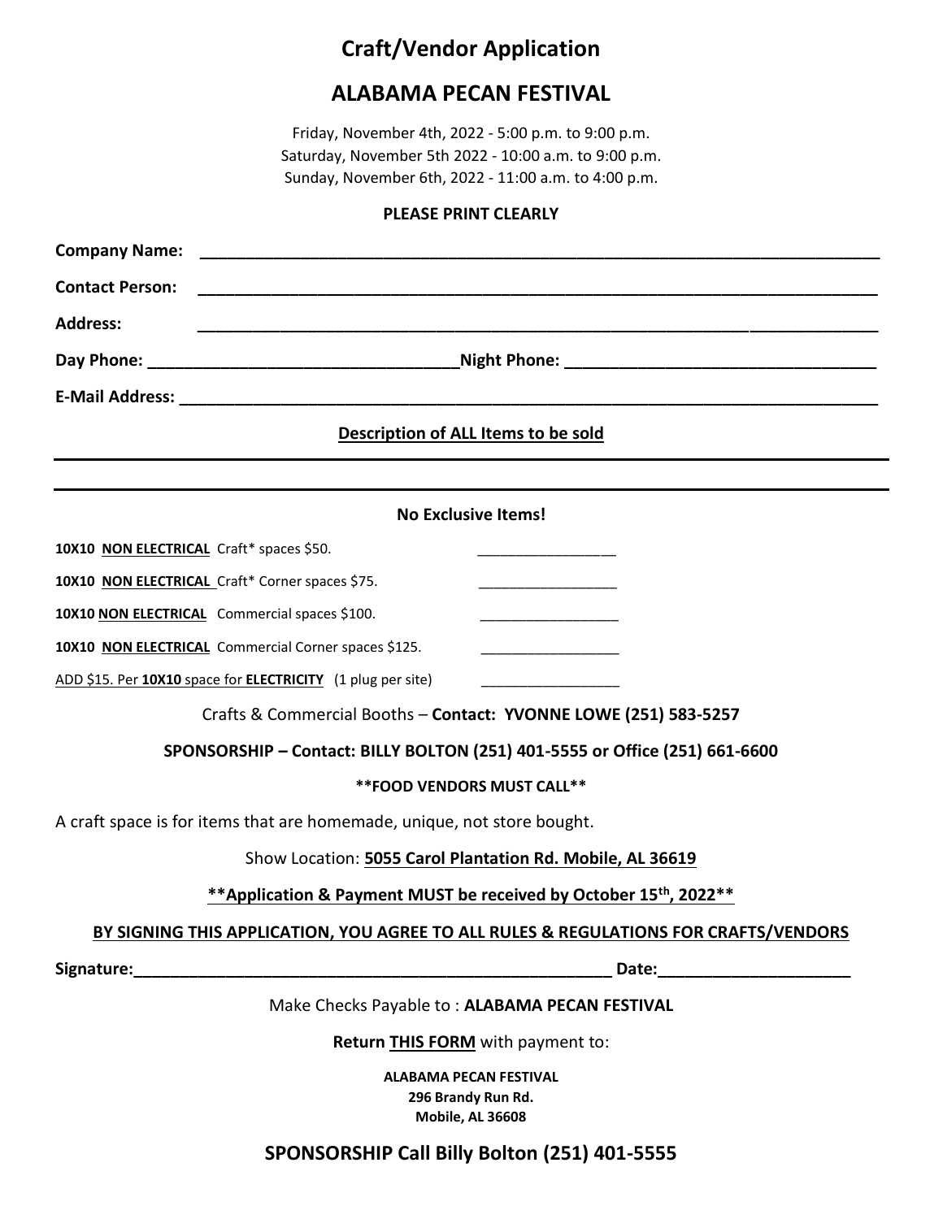# Craft/Vendor Application

# ALABAMA PECAN FESTIVAL

Friday, November 4th, 2022 - 5:00 p.m. to 9:00 p.m.
Saturday, November 5th 2022 - 10:00 a.m. to 9:00 p.m.
Sunday, November 6th, 2022 - 11:00 a.m. to 4:00 p.m.

**PLEASE PRINT CLEARLY**

**Company Name:** ______________________________________________________________________

**Contact Person:** ______________________________________________________________________

**Address:** ______________________________________________________________________

**Day Phone:** _______________________________**Night Phone:** _______________________________

**E-Mail Address:** ______________________________________________________________________

**Description of ALL Items to be sold**

______________________________________________________________________

______________________________________________________________________

**No Exclusive Items!**

**10X10 NON ELECTRICAL** Craft* spaces $50. _________________

**10X10 NON ELECTRICAL** Craft* Corner spaces $75. _________________

**10X10 NON ELECTRICAL** Commercial spaces $100. _________________

**10X10 NON ELECTRICAL** Commercial Corner spaces $125. _________________

ADD $15. Per **10X10** space for **ELECTRICITY** (1 plug per site) _________________

Crafts & Commercial Booths – **Contact: YVONNE LOWE (251) 583-5257**

**SPONSORSHIP – Contact: BILLY BOLTON (251) 401-5555 or Office (251) 661-6600**

****FOOD VENDORS MUST CALL****

A craft space is for items that are homemade, unique, not store bought.

Show Location: **5055 Carol Plantation Rd. Mobile, AL 36619**

****Application & Payment MUST be received by October 15th, 2022****

**BY SIGNING THIS APPLICATION, YOU AGREE TO ALL RULES & REGULATIONS FOR CRAFTS/VENDORS**

**Signature:**_______________________________________________ **Date:**____________________

Make Checks Payable to : **ALABAMA PECAN FESTIVAL**

**Return THIS FORM** with payment to:

**ALABAMA PECAN FESTIVAL**
**296 Brandy Run Rd.**
**Mobile, AL 36608**

**SPONSORSHIP Call Billy Bolton (251) 401-5555**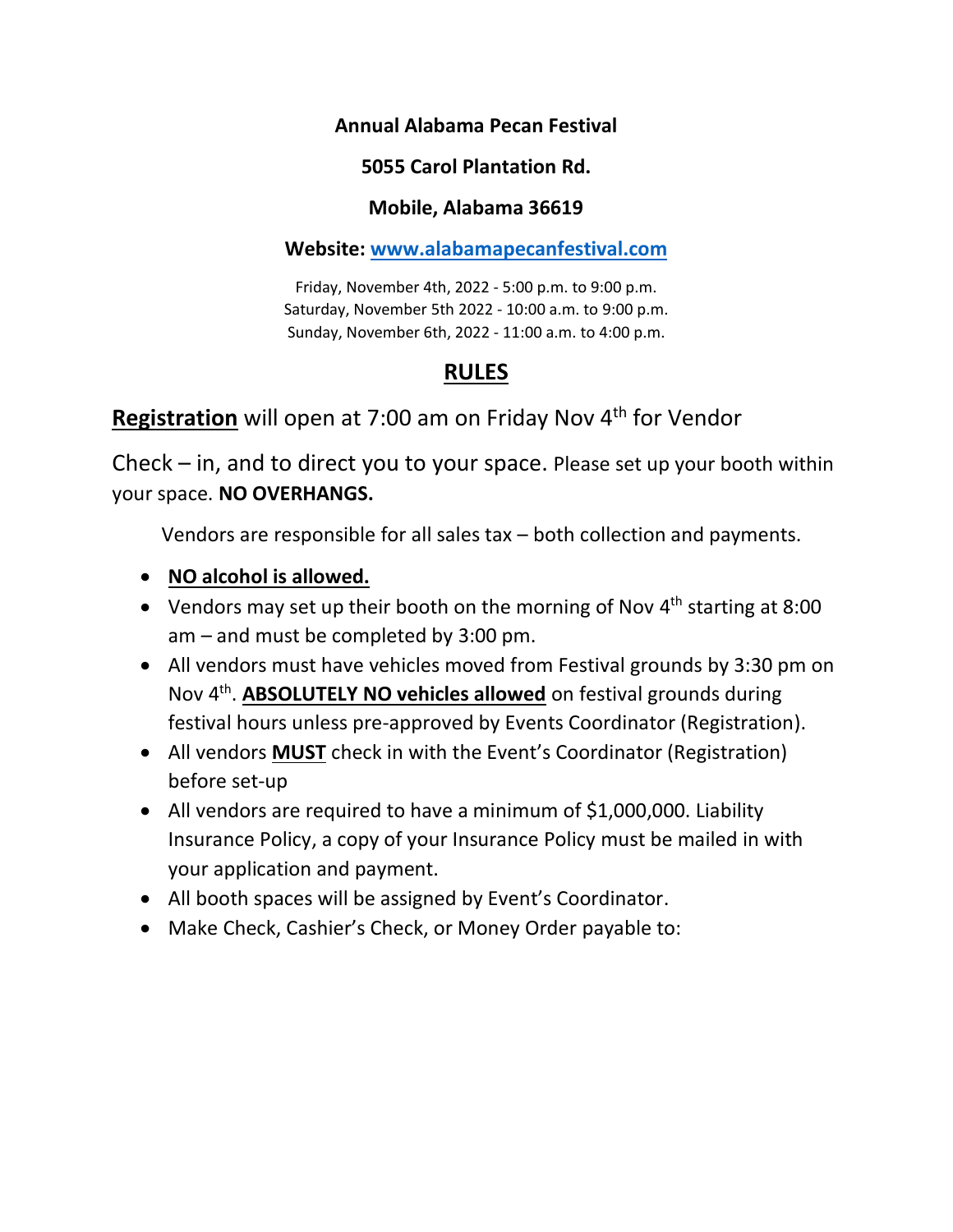**Annual Alabama Pecan Festival**

**5055 Carol Plantation Rd.**

**Mobile, Alabama 36619**

**Website: [www.alabamapecanfestival.com](http://www.alabamapecanfestival.com)**

Friday, November 4th, 2022 - 5:00 p.m. to 9:00 p.m.
Saturday, November 5th 2022 - 10:00 a.m. to 9:00 p.m.
Sunday, November 6th, 2022 - 11:00 a.m. to 4:00 p.m.

## RULES

**Registration** will open at 7:00 am on Friday Nov 4th for Vendor Check – in, and to direct you to your space. Please set up your booth within your space. **NO OVERHANGS.**

Vendors are responsible for all sales tax – both collection and payments.

- **NO alcohol is allowed.**
- Vendors may set up their booth on the morning of Nov 4th starting at 8:00 am – and must be completed by 3:00 pm.
- All vendors must have vehicles moved from Festival grounds by 3:30 pm on Nov 4th. **ABSOLUTELY NO vehicles allowed** on festival grounds during festival hours unless pre-approved by Events Coordinator (Registration).
- All vendors **MUST** check in with the Event's Coordinator (Registration) before set-up
- All vendors are required to have a minimum of $1,000,000. Liability Insurance Policy, a copy of your Insurance Policy must be mailed in with your application and payment.
- All booth spaces will be assigned by Event's Coordinator.
- Make Check, Cashier's Check, or Money Order payable to: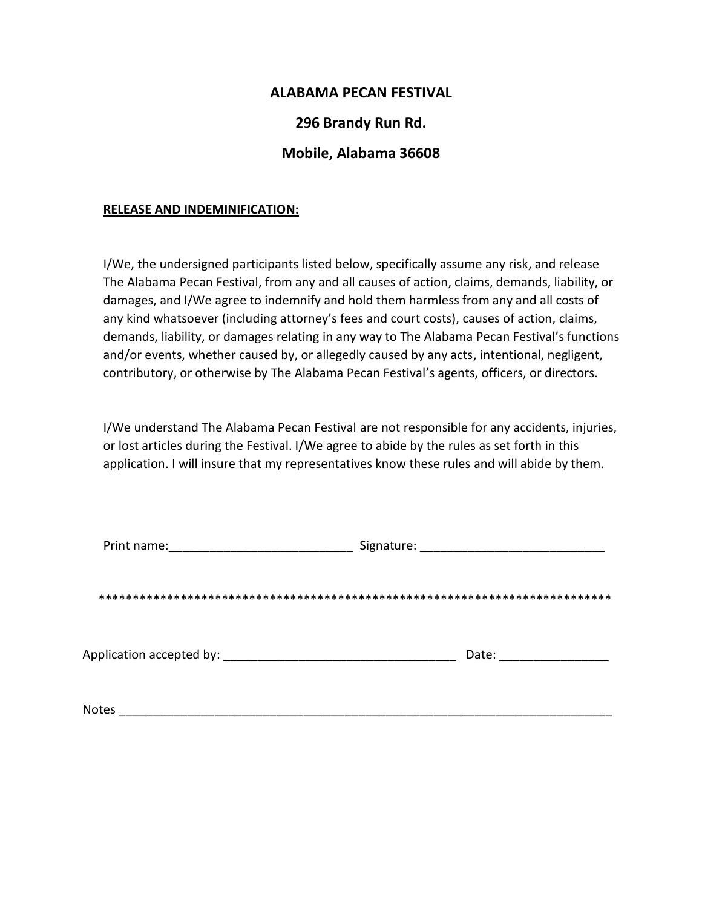**ALABAMA PECAN FESTIVAL**

**296 Brandy Run Rd.**

**Mobile, Alabama 36608**

**RELEASE AND INDEMINIFICATION:**

I/We, the undersigned participants listed below, specifically assume any risk, and release The Alabama Pecan Festival, from any and all causes of action, claims, demands, liability, or damages, and I/We agree to indemnify and hold them harmless from any and all costs of any kind whatsoever (including attorney's fees and court costs), causes of action, claims, demands, liability, or damages relating in any way to The Alabama Pecan Festival's functions and/or events, whether caused by, or allegedly caused by any acts, intentional, negligent, contributory, or otherwise by The Alabama Pecan Festival's agents, officers, or directors.

I/We understand The Alabama Pecan Festival are not responsible for any accidents, injuries, or lost articles during the Festival. I/We agree to abide by the rules as set forth in this application. I will insure that my representatives know these rules and will abide by them.

Print name:__________________________ Signature: __________________________

*****************************************************************************

Application accepted by: _________________________________ Date: _______________

Notes ________________________________________________________________________